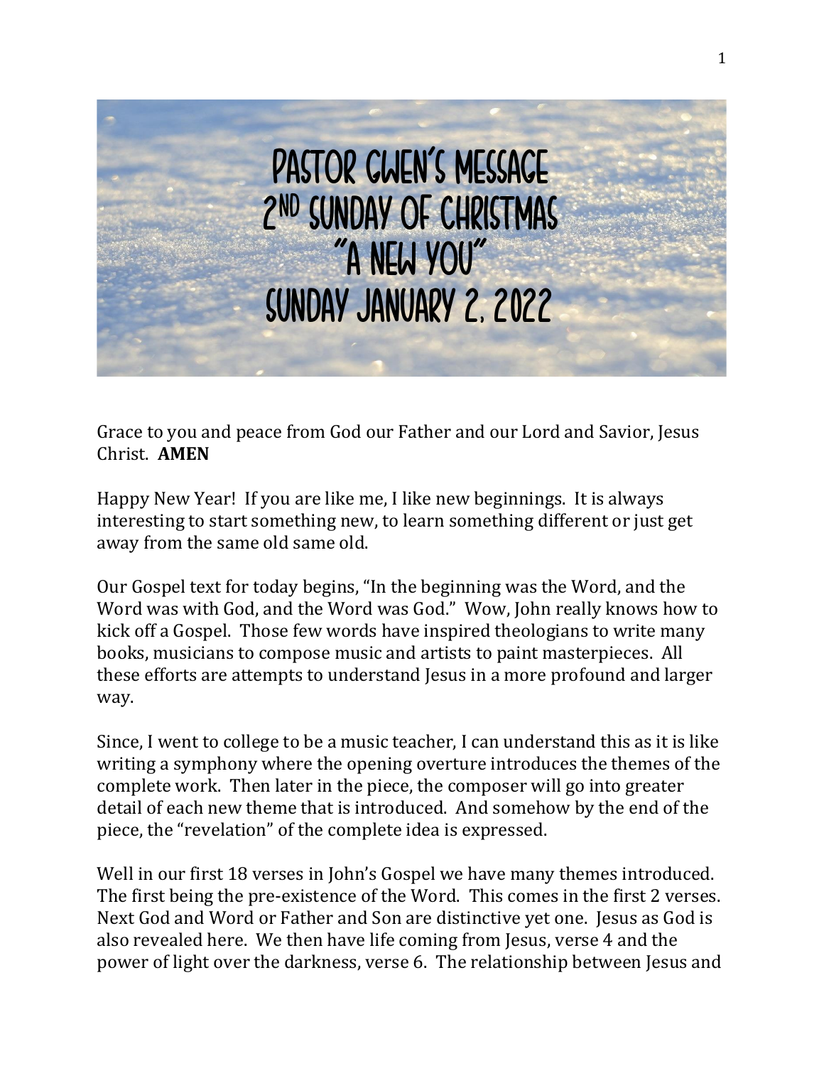# Pastor Gwen's Message
## 2nd Sunday of Christmas
## "A New You"
## Sunday January 2, 2022

Grace to you and peace from God our Father and our Lord and Savior, Jesus Christ. **AMEN**

Happy New Year! If you are like me, I like new beginnings. It is always interesting to start something new, to learn something different or just get away from the same old same old.

Our Gospel text for today begins, "In the beginning was the Word, and the Word was with God, and the Word was God." Wow, John really knows how to kick off a Gospel. Those few words have inspired theologians to write many books, musicians to compose music and artists to paint masterpieces. All these efforts are attempts to understand Jesus in a more profound and larger way.

Since, I went to college to be a music teacher, I can understand this as it is like writing a symphony where the opening overture introduces the themes of the complete work. Then later in the piece, the composer will go into greater detail of each new theme that is introduced. And somehow by the end of the piece, the "revelation" of the complete idea is expressed.

Well in our first 18 verses in John's Gospel we have many themes introduced. The first being the pre-existence of the Word. This comes in the first 2 verses. Next God and Word or Father and Son are distinctive yet one. Jesus as God is also revealed here. We then have life coming from Jesus, verse 4 and the power of light over the darkness, verse 6. The relationship between Jesus and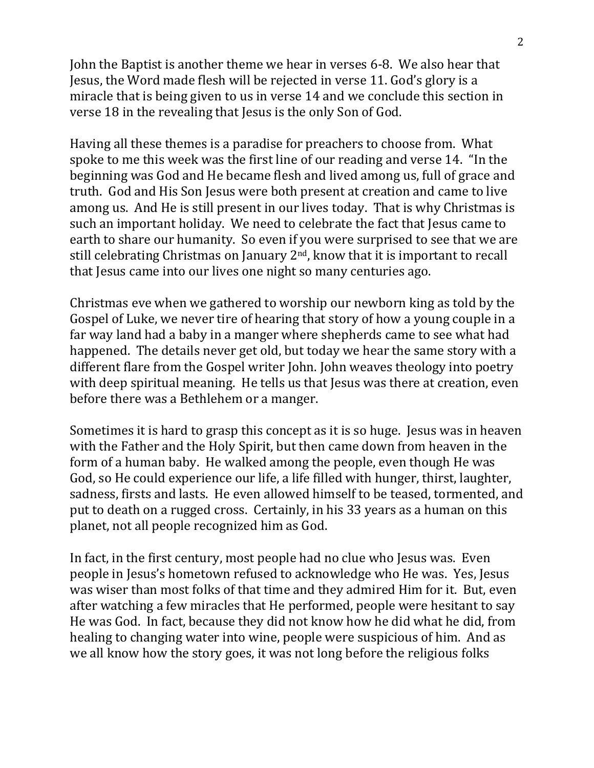John the Baptist is another theme we hear in verses 6-8. We also hear that Jesus, the Word made flesh will be rejected in verse 11. God's glory is a miracle that is being given to us in verse 14 and we conclude this section in verse 18 in the revealing that Jesus is the only Son of God.

Having all these themes is a paradise for preachers to choose from. What spoke to me this week was the first line of our reading and verse 14. "In the beginning was God and He became flesh and lived among us, full of grace and truth. God and His Son Jesus were both present at creation and came to live among us. And He is still present in our lives today. That is why Christmas is such an important holiday. We need to celebrate the fact that Jesus came to earth to share our humanity. So even if you were surprised to see that we are still celebrating Christmas on January 2nd, know that it is important to recall that Jesus came into our lives one night so many centuries ago.

Christmas eve when we gathered to worship our newborn king as told by the Gospel of Luke, we never tire of hearing that story of how a young couple in a far way land had a baby in a manger where shepherds came to see what had happened. The details never get old, but today we hear the same story with a different flare from the Gospel writer John. John weaves theology into poetry with deep spiritual meaning. He tells us that Jesus was there at creation, even before there was a Bethlehem or a manger.

Sometimes it is hard to grasp this concept as it is so huge. Jesus was in heaven with the Father and the Holy Spirit, but then came down from heaven in the form of a human baby. He walked among the people, even though He was God, so He could experience our life, a life filled with hunger, thirst, laughter, sadness, firsts and lasts. He even allowed himself to be teased, tormented, and put to death on a rugged cross. Certainly, in his 33 years as a human on this planet, not all people recognized him as God.

In fact, in the first century, most people had no clue who Jesus was. Even people in Jesus's hometown refused to acknowledge who He was. Yes, Jesus was wiser than most folks of that time and they admired Him for it. But, even after watching a few miracles that He performed, people were hesitant to say He was God. In fact, because they did not know how he did what he did, from healing to changing water into wine, people were suspicious of him. And as we all know how the story goes, it was not long before the religious folks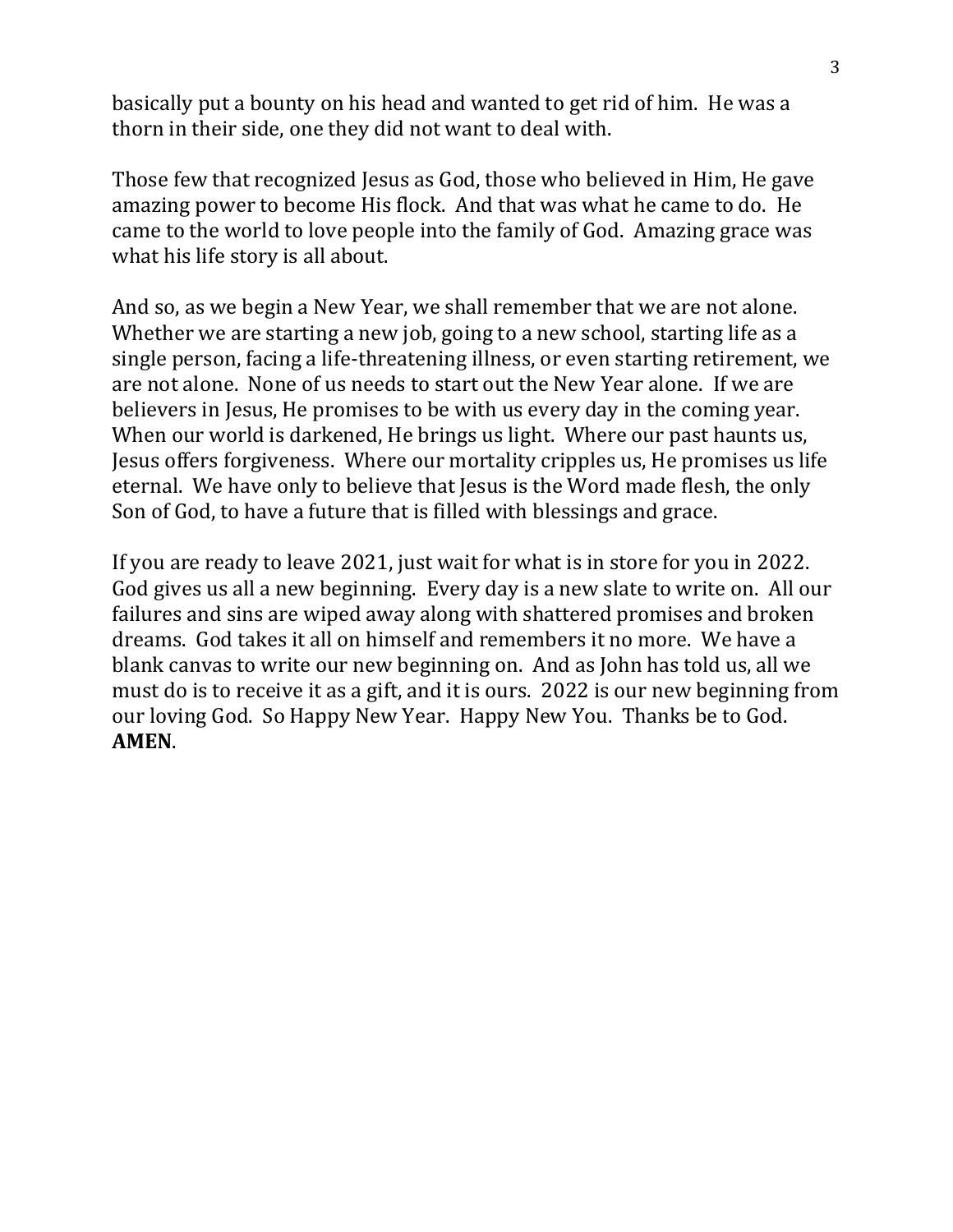basically put a bounty on his head and wanted to get rid of him. He was a thorn in their side, one they did not want to deal with.

Those few that recognized Jesus as God, those who believed in Him, He gave amazing power to become His flock. And that was what he came to do. He came to the world to love people into the family of God. Amazing grace was what his life story is all about.

And so, as we begin a New Year, we shall remember that we are not alone. Whether we are starting a new job, going to a new school, starting life as a single person, facing a life-threatening illness, or even starting retirement, we are not alone. None of us needs to start out the New Year alone. If we are believers in Jesus, He promises to be with us every day in the coming year. When our world is darkened, He brings us light. Where our past haunts us, Jesus offers forgiveness. Where our mortality cripples us, He promises us life eternal. We have only to believe that Jesus is the Word made flesh, the only Son of God, to have a future that is filled with blessings and grace.

If you are ready to leave 2021, just wait for what is in store for you in 2022. God gives us all a new beginning. Every day is a new slate to write on. All our failures and sins are wiped away along with shattered promises and broken dreams. God takes it all on himself and remembers it no more. We have a blank canvas to write our new beginning on. And as John has told us, all we must do is to receive it as a gift, and it is ours. 2022 is our new beginning from our loving God. So Happy New Year. Happy New You. Thanks be to God. **AMEN**.